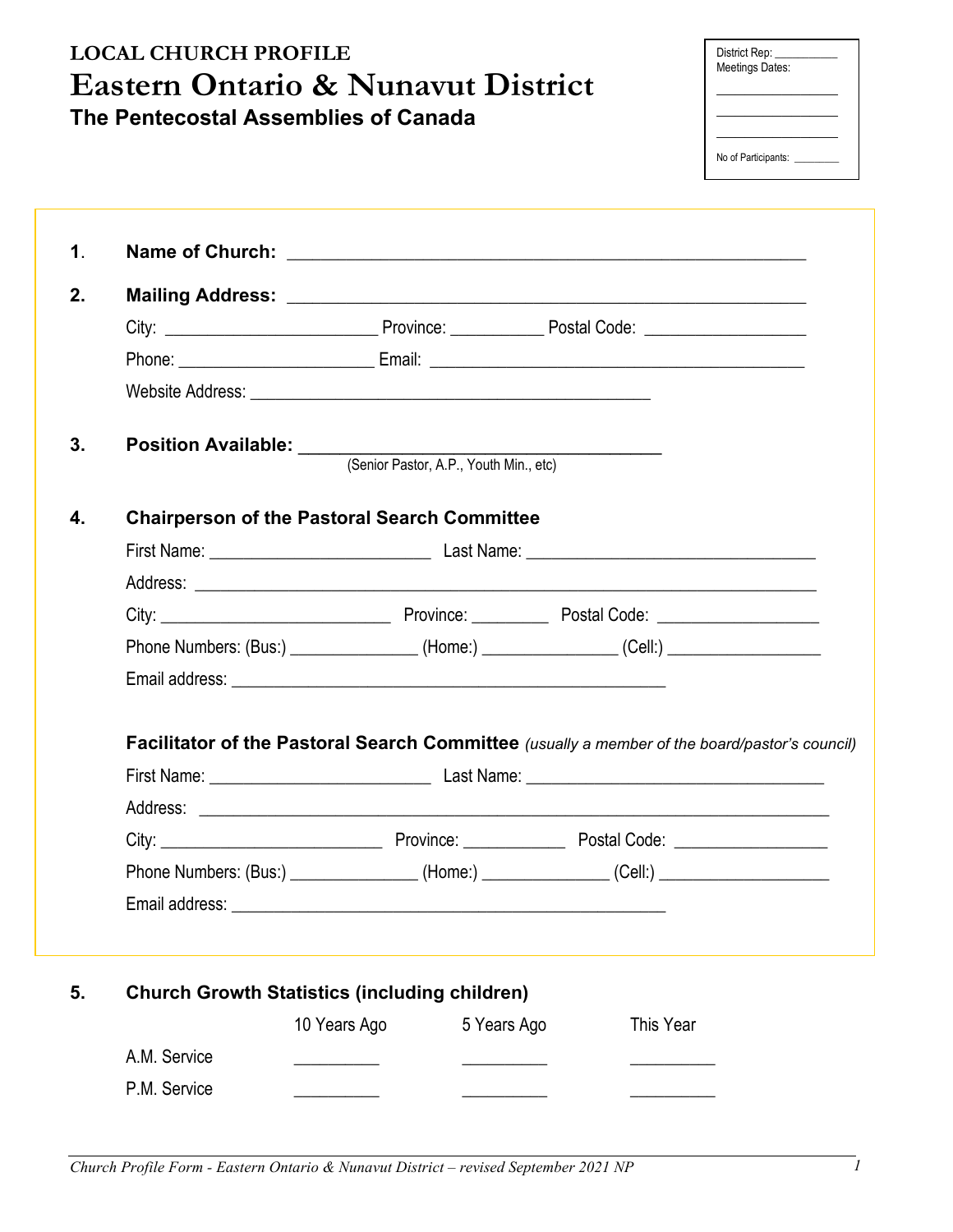# LOCAL CHURCH PROFILE

# Eastern Ontario & Nunavut District

## The Pentecostal Assemblies of Canada

District Rep: ___________
Meetings Dates:
___________________
___________________
___________________
No of Participants: _________

1. **Name of Church:** ______________________________________________________

2. **Mailing Address:** ______________________________________________________

   City: ________________________ Province: ___________ Postal Code: __________________

   Phone: ______________________ Email: ________________________________________

   Website Address: _____________________________________________

3. **Position Available:** ________________________________________
   (Senior Pastor, A.P., Youth Min., etc)

4. **Chairperson of the Pastoral Search Committee**

   First Name: _________________________ Last Name: ________________________________

   Address: _______________________________________________________________________

   City: __________________________ Province: _________ Postal Code: __________________

   Phone Numbers: (Bus:) _______________ (Home:) ________________ (Cell:) __________________

   Email address: ________________________________________________

   **Facilitator of the Pastoral Search Committee** *(usually a member of the board/pastor's council)*

   First Name: _________________________ Last Name: __________________________________

   Address: ______________________________________________________________________

   City: _________________________ Province: ____________ Postal Code: _________________

   Phone Numbers: (Bus:) _______________ (Home:) _______________ (Cell:) ___________________

   Email address: ________________________________________________

5. **Church Growth Statistics (including children)**

|  | 10 Years Ago | 5 Years Ago | This Year |
|---|---|---|---|
| A.M. Service | __________ | __________ | __________ |
| P.M. Service | __________ | __________ | __________ |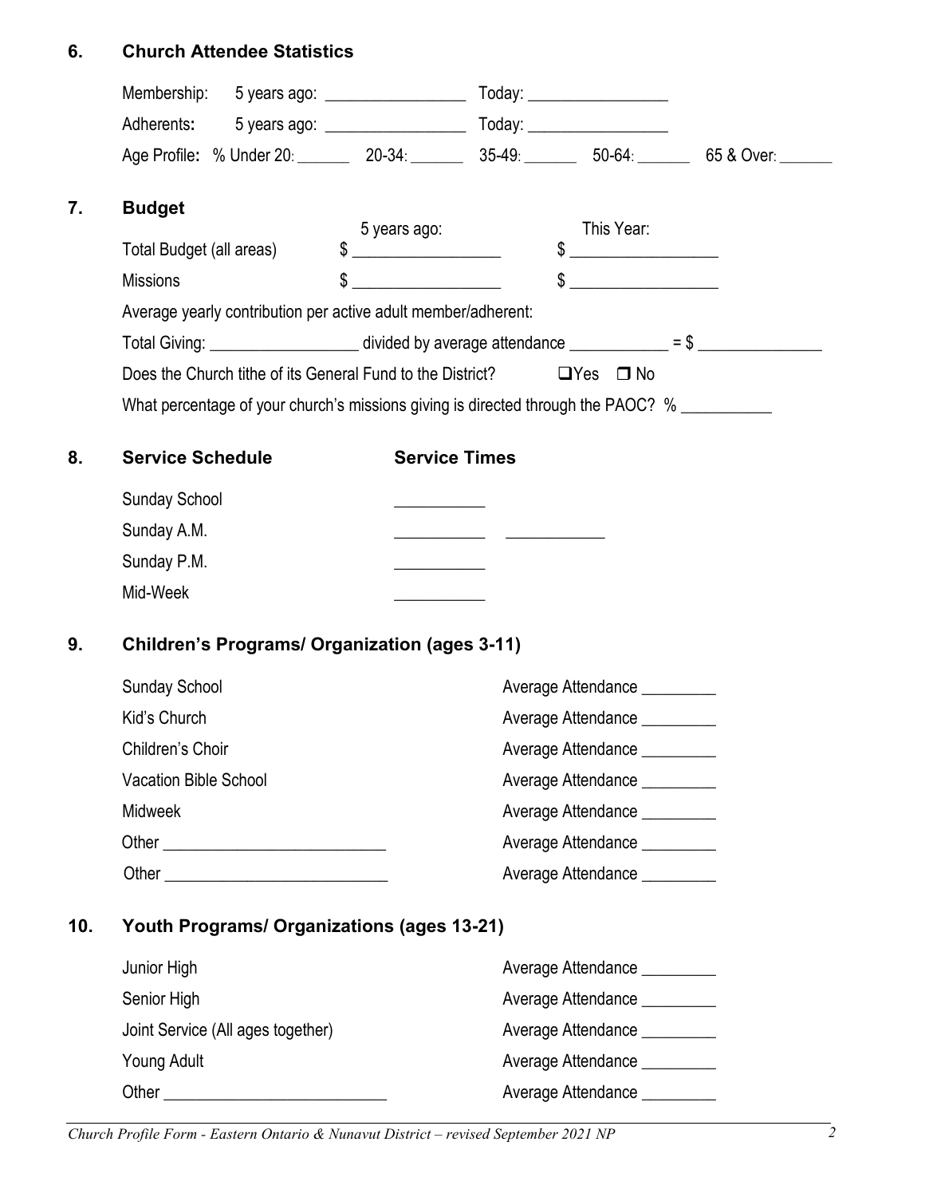## 6. Church Attendee Statistics

Membership: 5 years ago: ________________ Today: ________________

Adherents**:** 5 years ago: ________________ Today: ________________

Age Profile**:** % Under 20: ______ 20-34: ______ 35-49: ______ 50-64: ______ 65 & Over: ______

## 7. Budget

| | 5 years ago: | This Year: |
|---|---|---|
| Total Budget (all areas) | $ ________________ | $ ________________ |
| Missions | $ ________________ | $ ________________ |

Average yearly contribution per active adult member/adherent:

Total Giving: ________________ divided by average attendance ___________ = $ ______________

Does the Church tithe of its General Fund to the District? ❑ Yes ❑ No

What percentage of your church's missions giving is directed through the PAOC? % __________

## 8. Service Schedule

| Service Schedule | Service Times | |
|---|---|---|
| Sunday School | __________ | |
| Sunday A.M. | __________ | __________ |
| Sunday P.M. | __________ | |
| Mid-Week | __________ | |

## 9. Children's Programs/ Organization (ages 3-11)

| | |
|---|---|
| Sunday School | Average Attendance ________ |
| Kid's Church | Average Attendance ________ |
| Children's Choir | Average Attendance ________ |
| Vacation Bible School | Average Attendance ________ |
| Midweek | Average Attendance ________ |
| Other ________________________ | Average Attendance ________ |
| Other ________________________ | Average Attendance ________ |

## 10. Youth Programs/ Organizations (ages 13-21)

| | |
|---|---|
| Junior High | Average Attendance ________ |
| Senior High | Average Attendance ________ |
| Joint Service (All ages together) | Average Attendance ________ |
| Young Adult | Average Attendance ________ |
| Other ________________________ | Average Attendance ________ |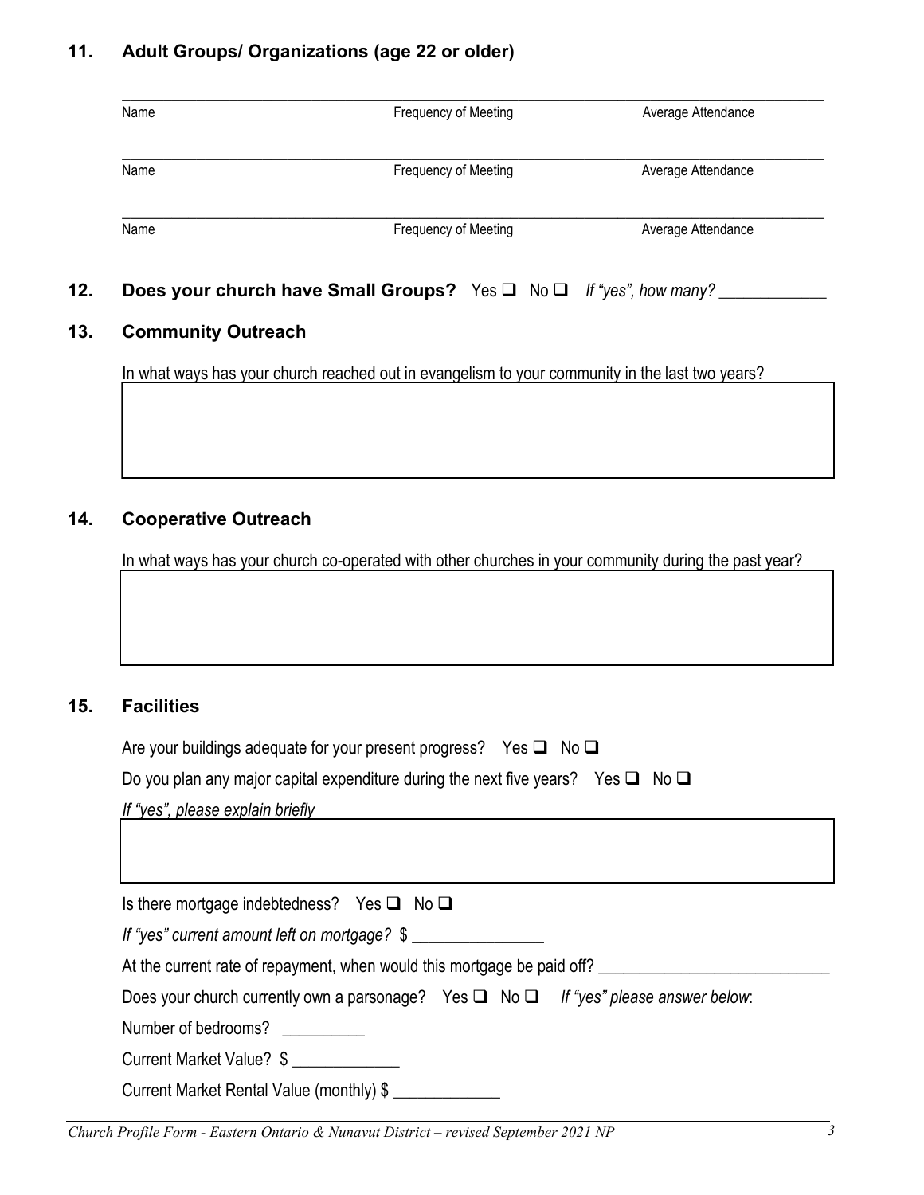## 11. Adult Groups/ Organizations (age 22 or older)

| Name | Frequency of Meeting | Average Attendance |
|---|---|---|
| | | |
| | | |
| | | |

## 12. Does your church have Small Groups? Yes ☐ No ☐ *If "yes", how many?* _____________

## 13. Community Outreach

In what ways has your church reached out in evangelism to your community in the last two years?

## 14. Cooperative Outreach

In what ways has your church co-operated with other churches in your community during the past year?

## 15. Facilities

Are your buildings adequate for your present progress? Yes ☐ No ☐

Do you plan any major capital expenditure during the next five years? Yes ☐ No ☐

*If "yes", please explain briefly*

Is there mortgage indebtedness? Yes ☐ No ☐

*If "yes" current amount left on mortgage?* $ ________________

At the current rate of repayment, when would this mortgage be paid off? ___________________________

Does your church currently own a parsonage? Yes ☐ No ☐ *If "yes" please answer below*:

Number of bedrooms? __________

Current Market Value? $ _____________

Current Market Rental Value (monthly) $ _____________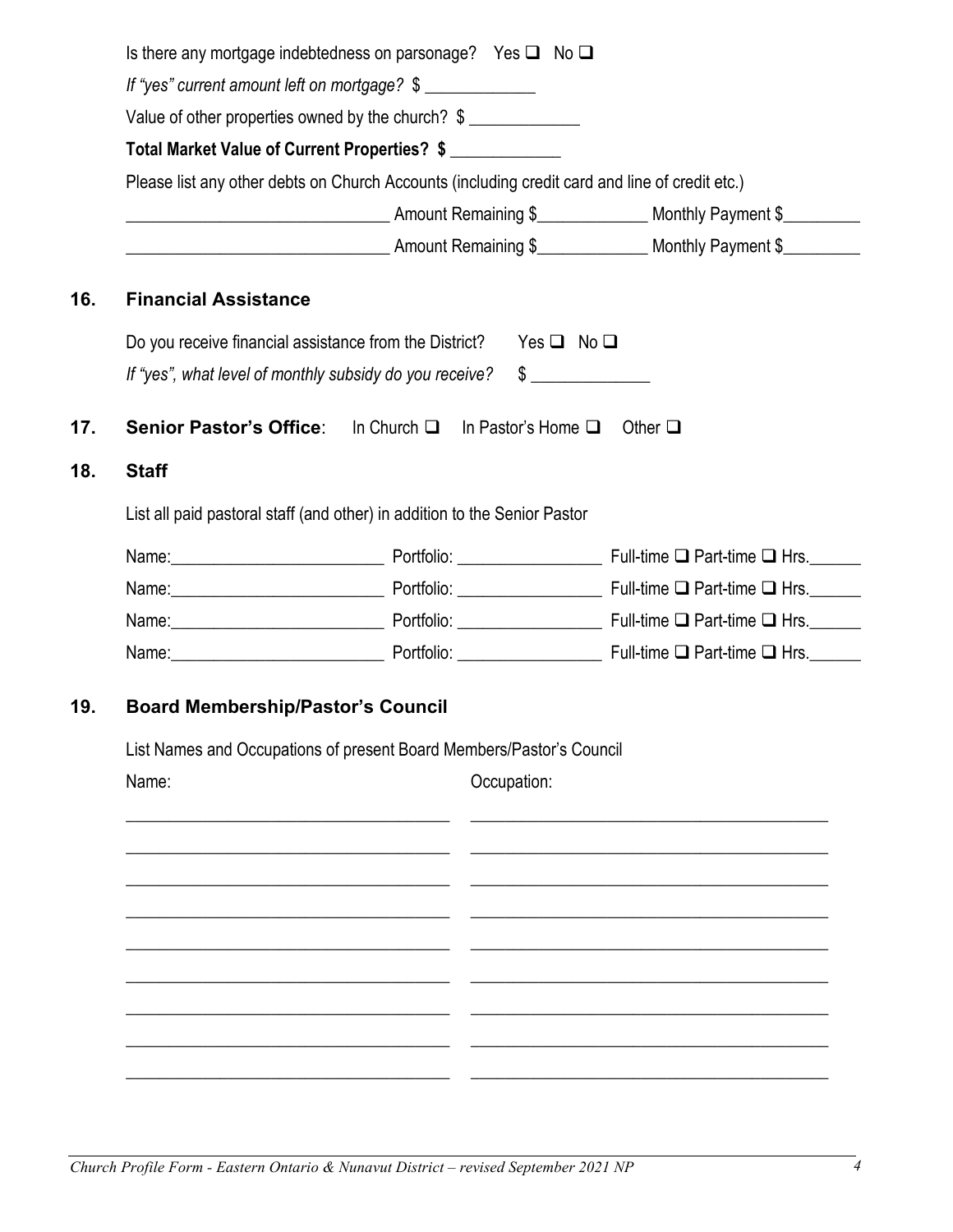Is there any mortgage indebtedness on parsonage? Yes ❑ No ❑

*If "yes" current amount left on mortgage?* $ _____________

Value of other properties owned by the church? $ _____________

**Total Market Value of Current Properties? $** _____________

Please list any other debts on Church Accounts (including credit card and line of credit etc.)

_______________________________ Amount Remaining $_____________ Monthly Payment $_________

_______________________________ Amount Remaining $_____________ Monthly Payment $_________

## 16. Financial Assistance

Do you receive financial assistance from the District? Yes ❑ No ❑

*If "yes", what level of monthly subsidy do you receive?* $ ______________

## 17. Senior Pastor's Office: In Church ❑ In Pastor's Home ❑ Other ❑

## 18. Staff

List all paid pastoral staff (and other) in addition to the Senior Pastor

Name:_________________________ Portfolio: _________________ Full-time ❑ Part-time ❑ Hrs.______

Name:_________________________ Portfolio: _________________ Full-time ❑ Part-time ❑ Hrs.______

Name:_________________________ Portfolio: _________________ Full-time ❑ Part-time ❑ Hrs.______

Name:_________________________ Portfolio: _________________ Full-time ❑ Part-time ❑ Hrs.______

## 19. Board Membership/Pastor's Council

List Names and Occupations of present Board Members/Pastor's Council

| Name: | Occupation: |
|---|---|
| | |
| | |
| | |
| | |
| | |
| | |
| | |
| | |
| | |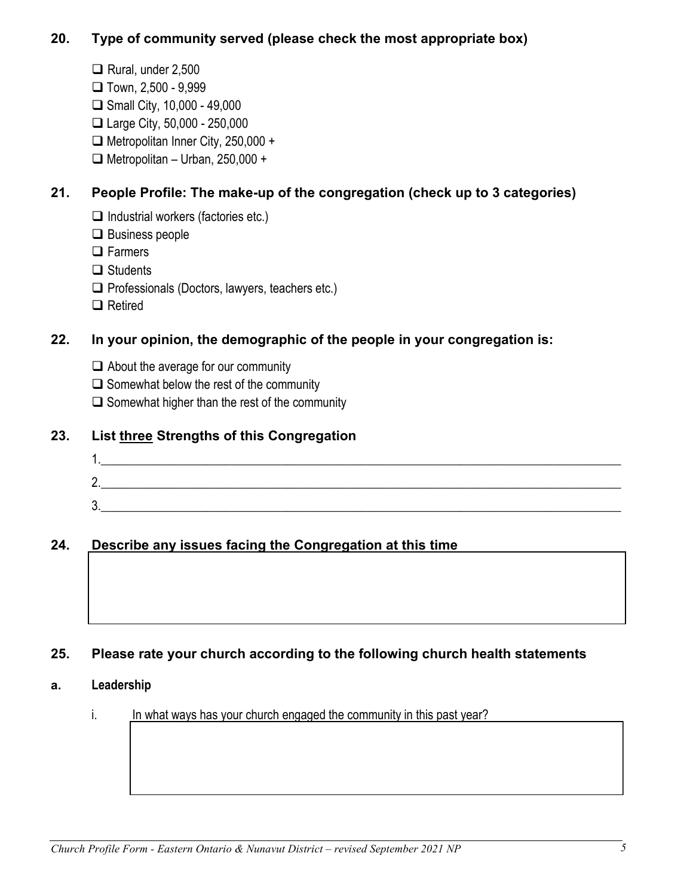## 20. Type of community served (please check the most appropriate box)

- ❑ Rural, under 2,500
- ❑ Town, 2,500 - 9,999
- ❑ Small City, 10,000 - 49,000
- ❑ Large City, 50,000 - 250,000
- ❑ Metropolitan Inner City, 250,000 +
- ❑ Metropolitan – Urban, 250,000 +

## 21. People Profile: The make-up of the congregation (check up to 3 categories)

- ❑ Industrial workers (factories etc.)
- ❑ Business people
- ❑ Farmers
- ❑ Students
- ❑ Professionals (Doctors, lawyers, teachers etc.)
- ❑ Retired

## 22. In your opinion, the demographic of the people in your congregation is:

- ❑ About the average for our community
- ❑ Somewhat below the rest of the community
- ❑ Somewhat higher than the rest of the community

## 23. List <u>three</u> Strengths of this Congregation

1.\_\_\_\_\_\_\_\_\_\_\_\_\_\_\_\_\_\_\_\_\_\_\_\_\_\_\_\_\_\_\_\_\_\_\_\_\_\_\_\_\_\_\_\_\_\_\_\_\_\_\_\_\_\_\_\_\_\_\_\_

2.\_\_\_\_\_\_\_\_\_\_\_\_\_\_\_\_\_\_\_\_\_\_\_\_\_\_\_\_\_\_\_\_\_\_\_\_\_\_\_\_\_\_\_\_\_\_\_\_\_\_\_\_\_\_\_\_\_\_\_\_

3.\_\_\_\_\_\_\_\_\_\_\_\_\_\_\_\_\_\_\_\_\_\_\_\_\_\_\_\_\_\_\_\_\_\_\_\_\_\_\_\_\_\_\_\_\_\_\_\_\_\_\_\_\_\_\_\_\_\_\_\_

## 24. Describe any issues facing the Congregation at this time

| |
|---|
| |

## 25. Please rate your church according to the following church health statements

### a. Leadership

i. In what ways has your church engaged the community in this past year?

| |
|---|
| |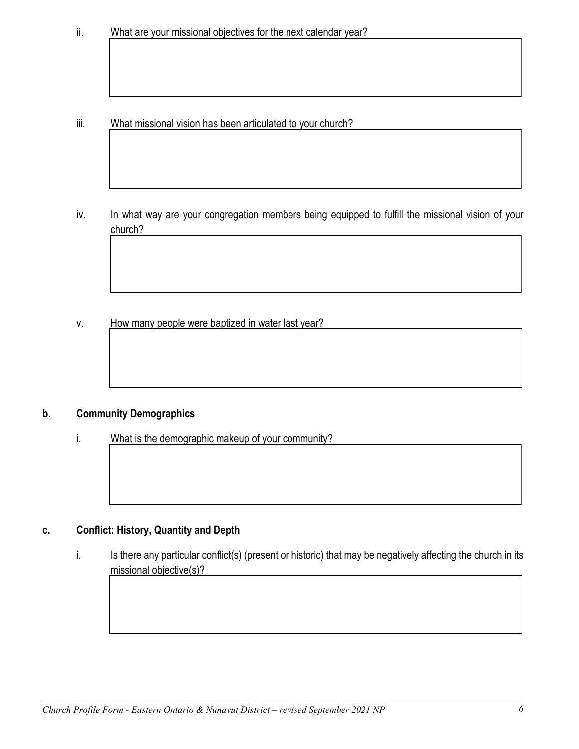ii. What are your missional objectives for the next calendar year?

iii. What missional vision has been articulated to your church?

iv. In what way are your congregation members being equipped to fulfill the missional vision of your church?

v. How many people were baptized in water last year?

### b. Community Demographics

i. What is the demographic makeup of your community?

### c. Conflict: History, Quantity and Depth

i. Is there any particular conflict(s) (present or historic) that may be negatively affecting the church in its missional objective(s)?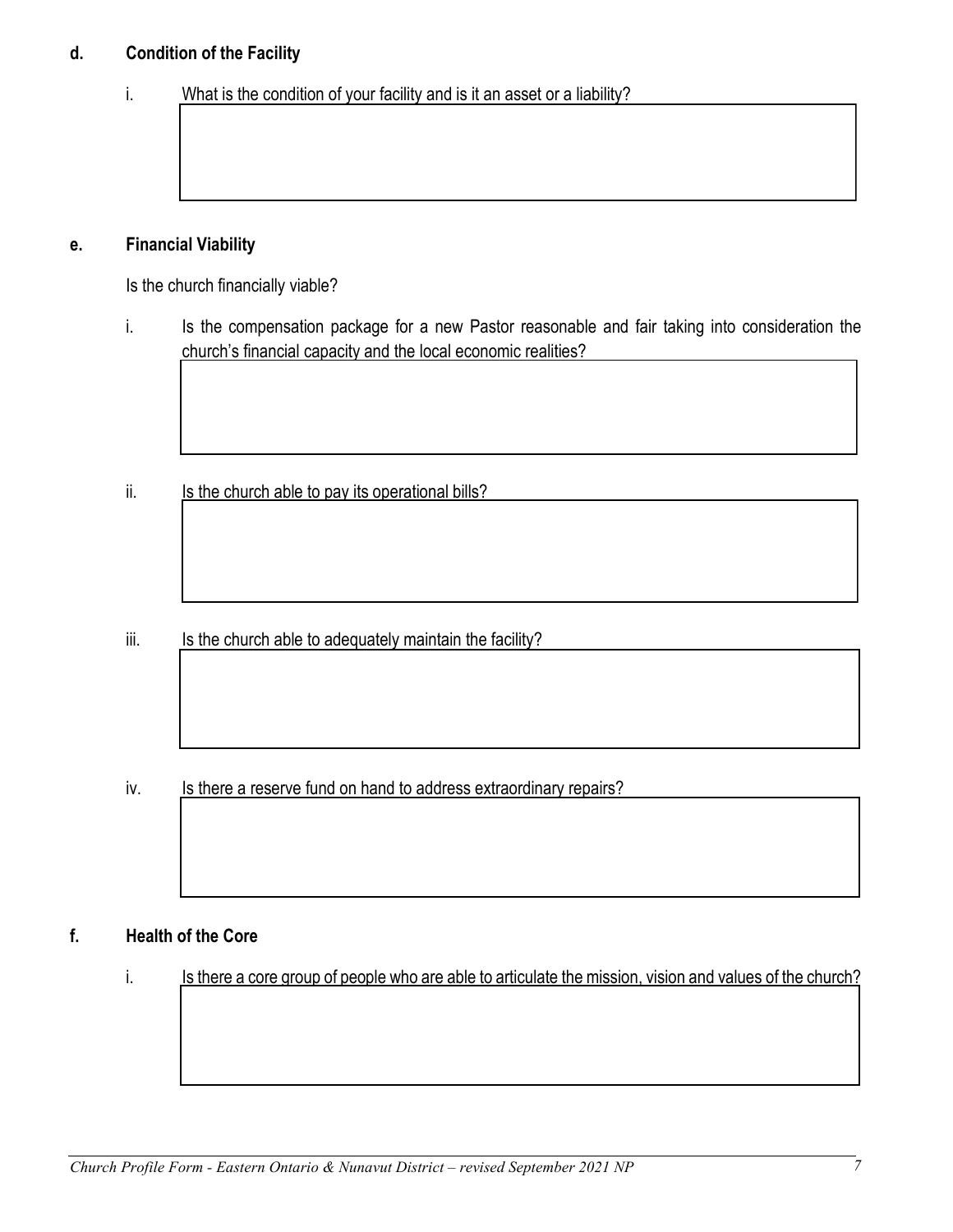### d. Condition of the Facility

i. What is the condition of your facility and is it an asset or a liability?

### e. Financial Viability

Is the church financially viable?

i. Is the compensation package for a new Pastor reasonable and fair taking into consideration the church's financial capacity and the local economic realities?

ii. Is the church able to pay its operational bills?

iii. Is the church able to adequately maintain the facility?

iv. Is there a reserve fund on hand to address extraordinary repairs?

### f. Health of the Core

i. Is there a core group of people who are able to articulate the mission, vision and values of the church?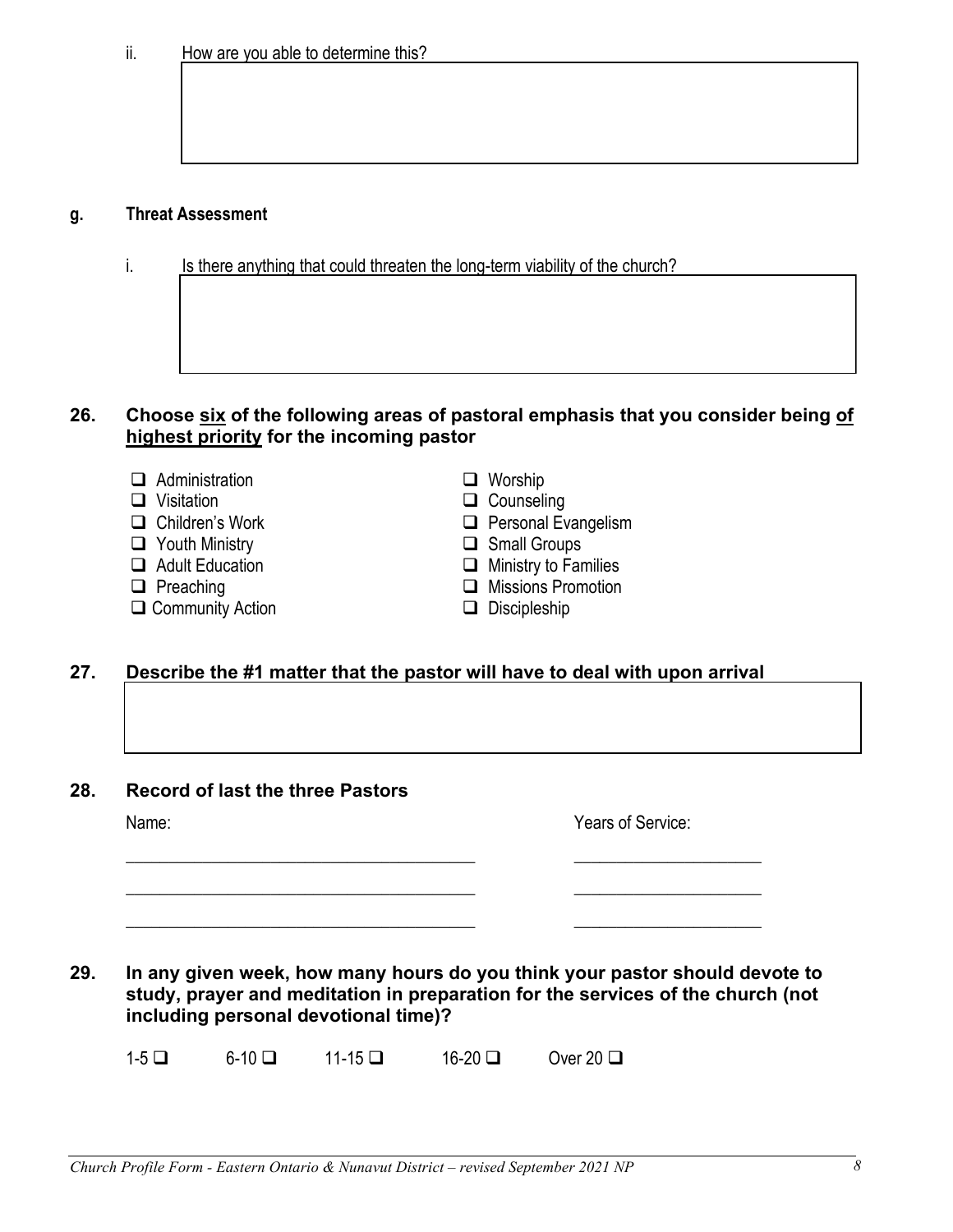ii. How are you able to determine this?

g. **Threat Assessment**

i. Is there anything that could threaten the long-term viability of the church?

## 26. Choose <u>six</u> of the following areas of pastoral emphasis that you consider being <u>of highest priority</u> for the incoming pastor

- ☐ Administration
- ☐ Visitation
- ☐ Children's Work
- ☐ Youth Ministry
- ☐ Adult Education
- ☐ Preaching
- ☐ Community Action
- ☐ Worship
- ☐ Counseling
- ☐ Personal Evangelism
- ☐ Small Groups
- ☐ Ministry to Families
- ☐ Missions Promotion
- ☐ Discipleship

## 27. Describe the #1 matter that the pastor will have to deal with upon arrival

## 28. Record of last the three Pastors

| Name: | Years of Service: |
|---|---|
| ______________________________ | ________________ |
| ______________________________ | ________________ |
| ______________________________ | ________________ |

## 29. In any given week, how many hours do you think your pastor should devote to study, prayer and meditation in preparation for the services of the church (not including personal devotional time)?

1-5 ☐ 6-10 ☐ 11-15 ☐ 16-20 ☐ Over 20 ☐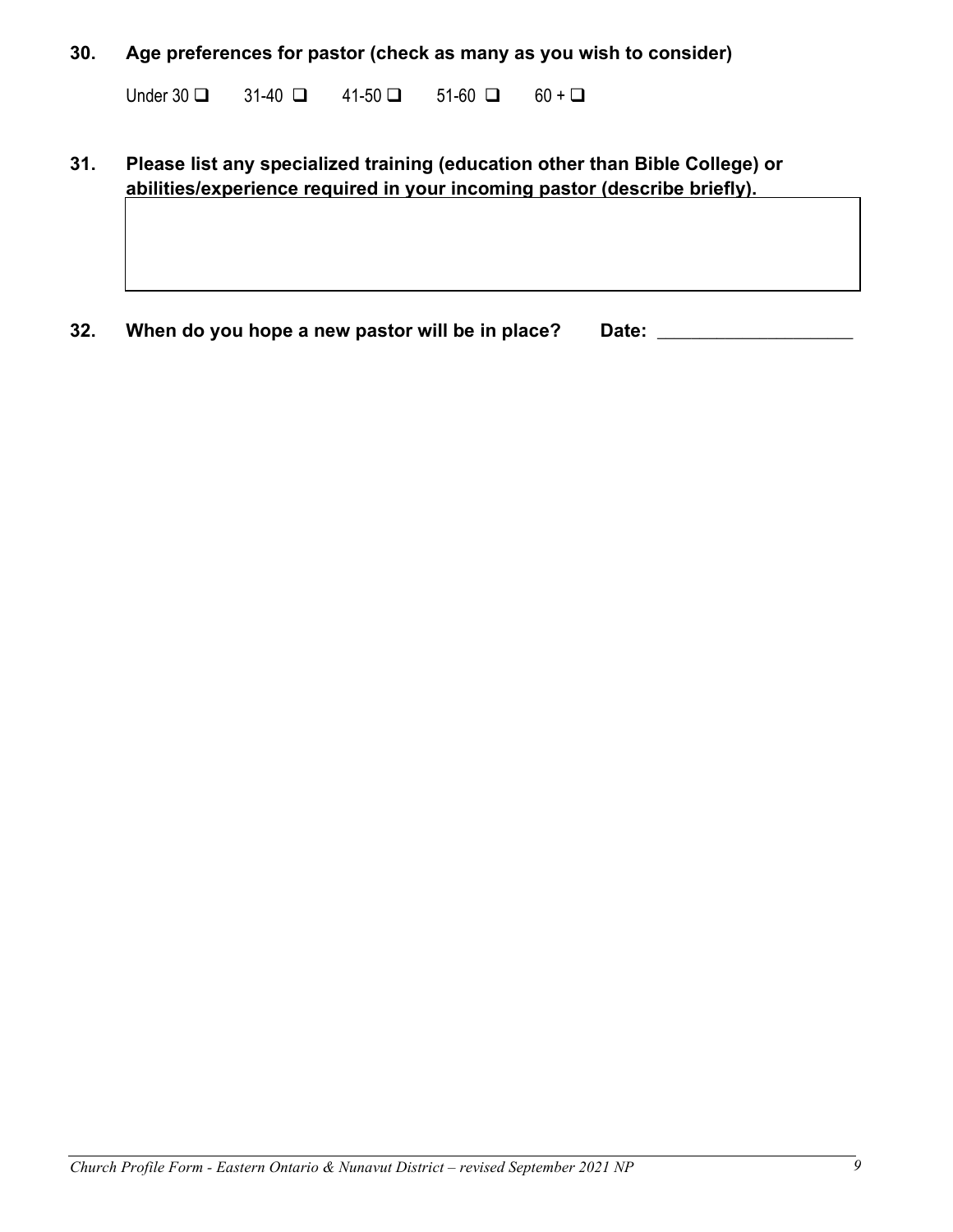**30. Age preferences for pastor (check as many as you wish to consider)**

Under 30 ❑ 31-40 ❑ 41-50 ❑ 51-60 ❑ 60 + ❑

**31. Please list any specialized training (education other than Bible College) or abilities/experience required in your incoming pastor (describe briefly).**

**32. When do you hope a new pastor will be in place? Date:** ____________________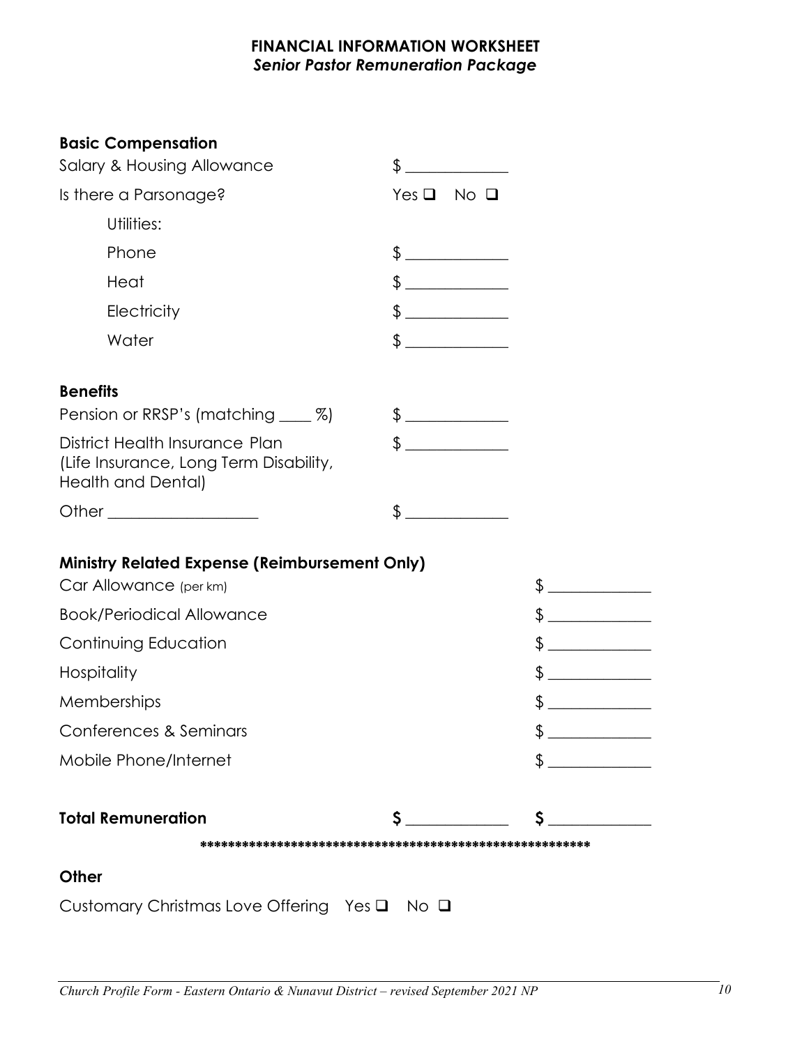## FINANCIAL INFORMATION WORKSHEET

***Senior Pastor Remuneration Package***

**Basic Compensation**

| | | |
|---|---|---|
| Salary & Housing Allowance | $ ____________ | |
| Is there a Parsonage? | Yes ❑ No ❑ | |
| Utilities: | | |
| Phone | $ ____________ | |
| Heat | $ ____________ | |
| Electricity | $ ____________ | |
| Water | $ ____________ | |

**Benefits**

| | | |
|---|---|---|
| Pension or RRSP's (matching ____ %) | $ ____________ | |
| District Health Insurance Plan (Life Insurance, Long Term Disability, Health and Dental) | $ ____________ | |
| Other ________________ | $ ____________ | |

**Ministry Related Expense (Reimbursement Only)**

| | | |
|---|---|---|
| Car Allowance (per km) | | $ ____________ |
| Book/Periodical Allowance | | $ ____________ |
| Continuing Education | | $ ____________ |
| Hospitality | | $ ____________ |
| Memberships | | $ ____________ |
| Conferences & Seminars | | $ ____________ |
| Mobile Phone/Internet | | $ ____________ |
| **Total Remuneration** | **$** ____________ | **$** ____________ |

**********************************************************

**Other**

Customary Christmas Love Offering Yes ❑ No ❑